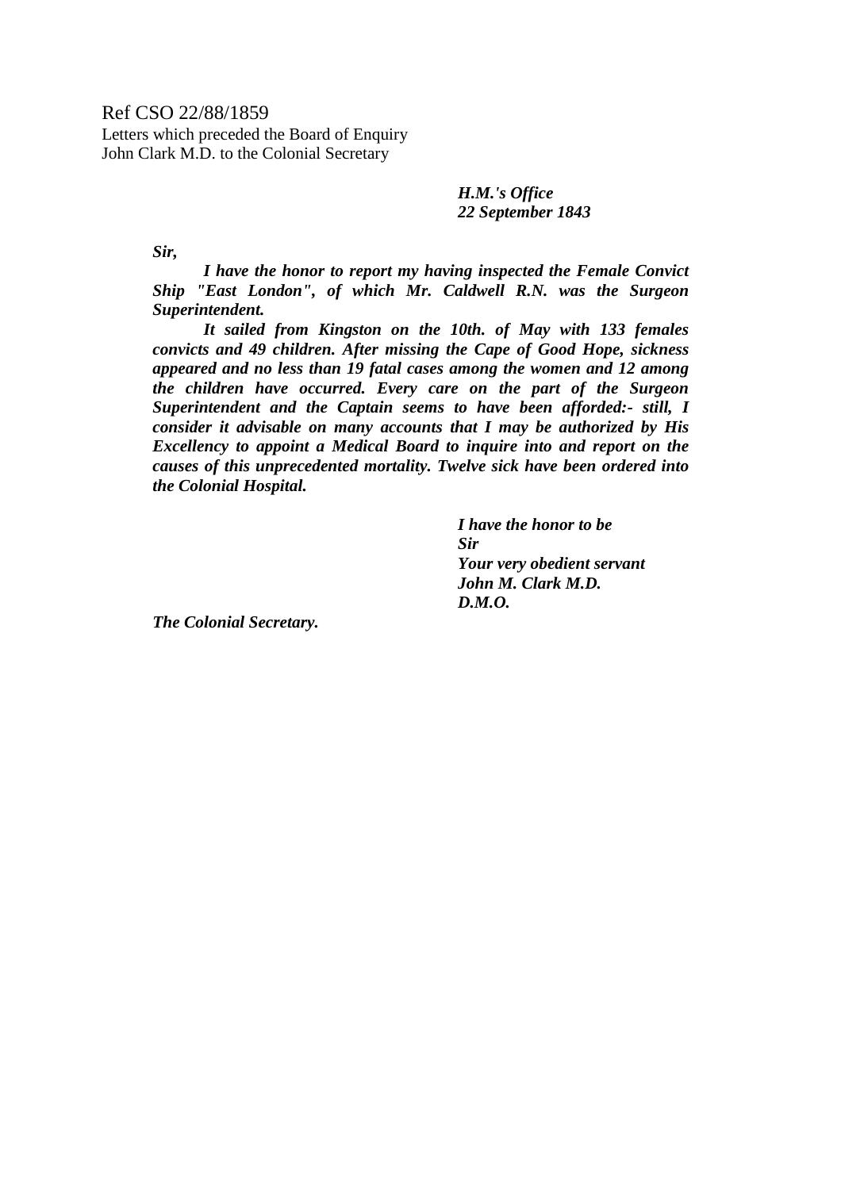Ref CSO 22/88/1859
Letters which preceded the Board of Enquiry
John Clark M.D. to the Colonial Secretary

***H.M.'s Office***
***22 September 1843***

***Sir,***

***I have the honor to report my having inspected the Female Convict Ship "East London", of which Mr. Caldwell R.N. was the Surgeon Superintendent.***

***It sailed from Kingston on the 10th. of May with 133 females convicts and 49 children. After missing the Cape of Good Hope, sickness appeared and no less than 19 fatal cases among the women and 12 among the children have occurred. Every care on the part of the Surgeon Superintendent and the Captain seems to have been afforded:- still, I consider it advisable on many accounts that I may be authorized by His Excellency to appoint a Medical Board to inquire into and report on the causes of this unprecedented mortality. Twelve sick have been ordered into the Colonial Hospital.***

***I have the honor to be***
***Sir***
***Your very obedient servant***
***John M. Clark M.D.***
***D.M.O.***

***The Colonial Secretary.***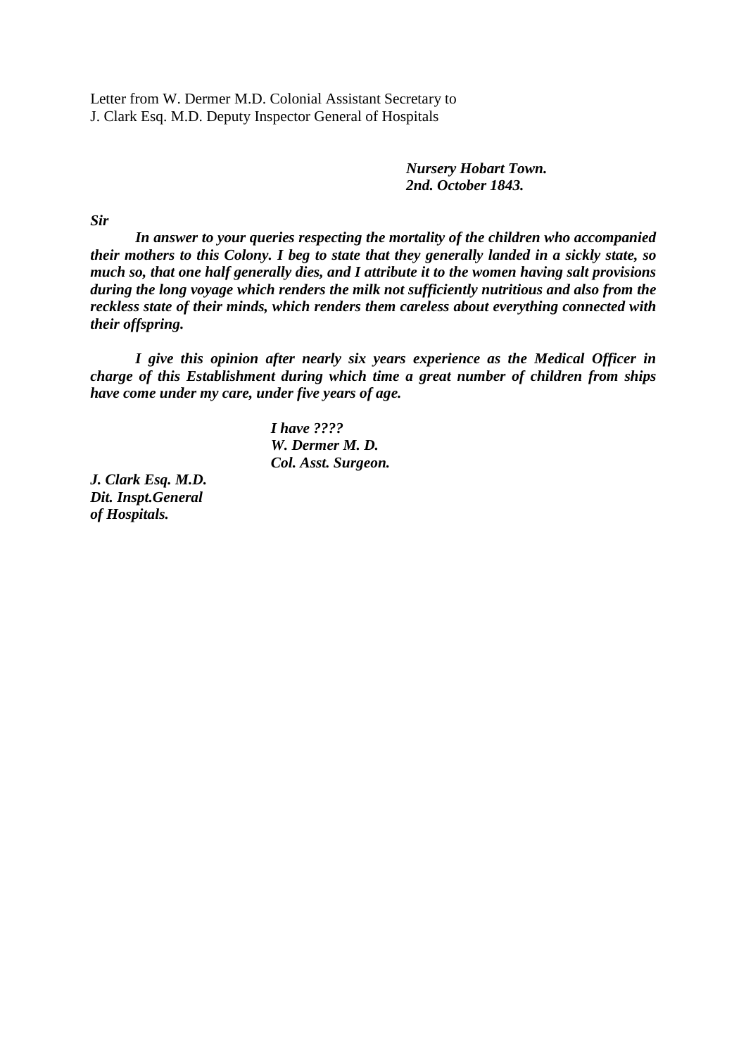Letter from W. Dermer M.D. Colonial Assistant Secretary to
J. Clark Esq. M.D. Deputy Inspector General of Hospitals

***Nursery Hobart Town.***
***2nd. October 1843.***

***Sir***

***In answer to your queries respecting the mortality of the children who accompanied their mothers to this Colony. I beg to state that they generally landed in a sickly state, so much so, that one half generally dies, and I attribute it to the women having salt provisions during the long voyage which renders the milk not sufficiently nutritious and also from the reckless state of their minds, which renders them careless about everything connected with their offspring.***

***I give this opinion after nearly six years experience as the Medical Officer in charge of this Establishment during which time a great number of children from ships have come under my care, under five years of age.***

***I have ????***
***W. Dermer M. D.***
***Col. Asst. Surgeon.***

***J. Clark Esq. M.D.***
***Dit. Inspt.General***
***of Hospitals.***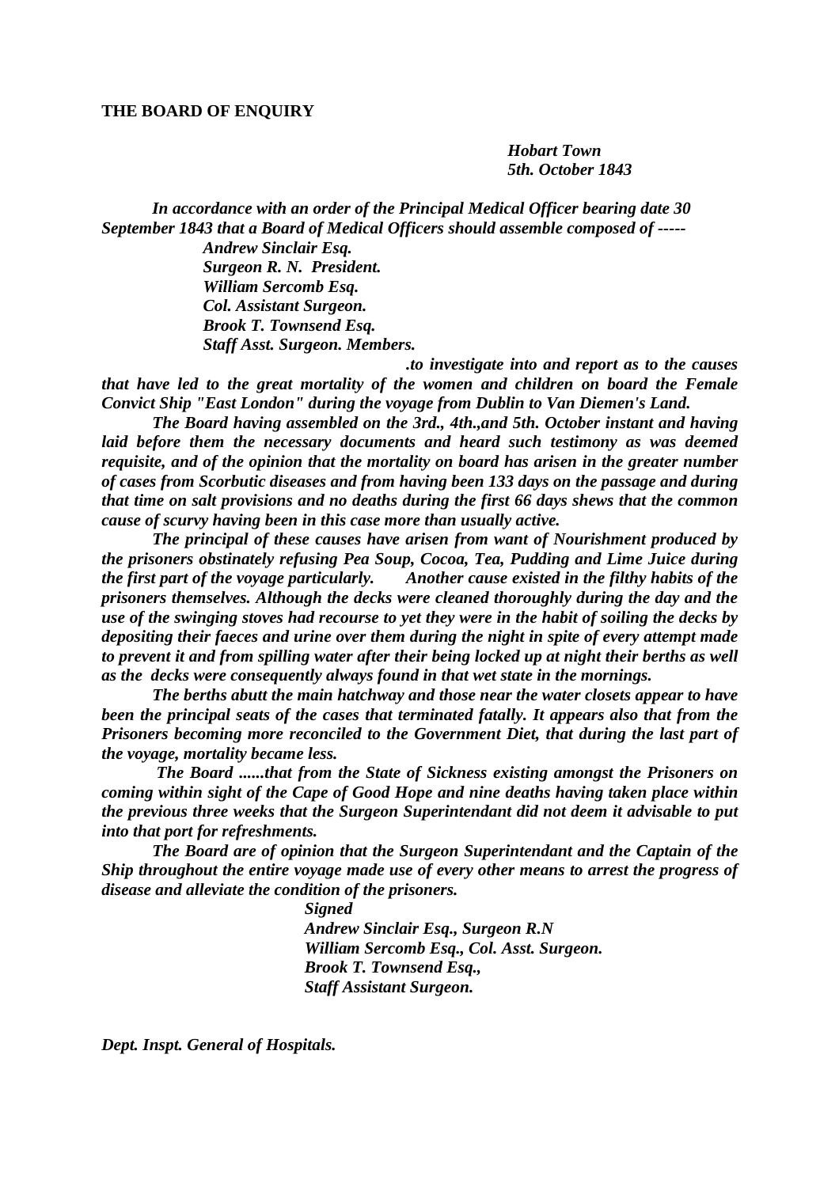**THE BOARD OF ENQUIRY**

*Hobart Town*
*5th. October 1843*

***In accordance with an order of the Principal Medical Officer bearing date 30 September 1843 that a Board of Medical Officers should assemble composed of -----***

***Andrew Sinclair Esq.***
***Surgeon R. N. President.***
***William Sercomb Esq.***
***Col. Assistant Surgeon.***
***Brook T. Townsend Esq.***
***Staff Asst. Surgeon. Members.***

***.to investigate into and report as to the causes that have led to the great mortality of the women and children on board the Female Convict Ship "East London" during the voyage from Dublin to Van Diemen's Land.***

***The Board having assembled on the 3rd., 4th.,and 5th. October instant and having laid before them the necessary documents and heard such testimony as was deemed requisite, and of the opinion that the mortality on board has arisen in the greater number of cases from Scorbutic diseases and from having been 133 days on the passage and during that time on salt provisions and no deaths during the first 66 days shews that the common cause of scurvy having been in this case more than usually active.***

***The principal of these causes have arisen from want of Nourishment produced by the prisoners obstinately refusing Pea Soup, Cocoa, Tea, Pudding and Lime Juice during the first part of the voyage particularly. Another cause existed in the filthy habits of the prisoners themselves. Although the decks were cleaned thoroughly during the day and the use of the swinging stoves had recourse to yet they were in the habit of soiling the decks by depositing their faeces and urine over them during the night in spite of every attempt made to prevent it and from spilling water after their being locked up at night their berths as well as the decks were consequently always found in that wet state in the mornings.***

***The berths abutt the main hatchway and those near the water closets appear to have been the principal seats of the cases that terminated fatally. It appears also that from the Prisoners becoming more reconciled to the Government Diet, that during the last part of the voyage, mortality became less.***

***The Board ......that from the State of Sickness existing amongst the Prisoners on coming within sight of the Cape of Good Hope and nine deaths having taken place within the previous three weeks that the Surgeon Superintendant did not deem it advisable to put into that port for refreshments.***

***The Board are of opinion that the Surgeon Superintendant and the Captain of the Ship throughout the entire voyage made use of every other means to arrest the progress of disease and alleviate the condition of the prisoners.***

***Signed***
***Andrew Sinclair Esq., Surgeon R.N***
***William Sercomb Esq., Col. Asst. Surgeon.***
***Brook T. Townsend Esq.,***
***Staff Assistant Surgeon.***

***Dept. Inspt. General of Hospitals.***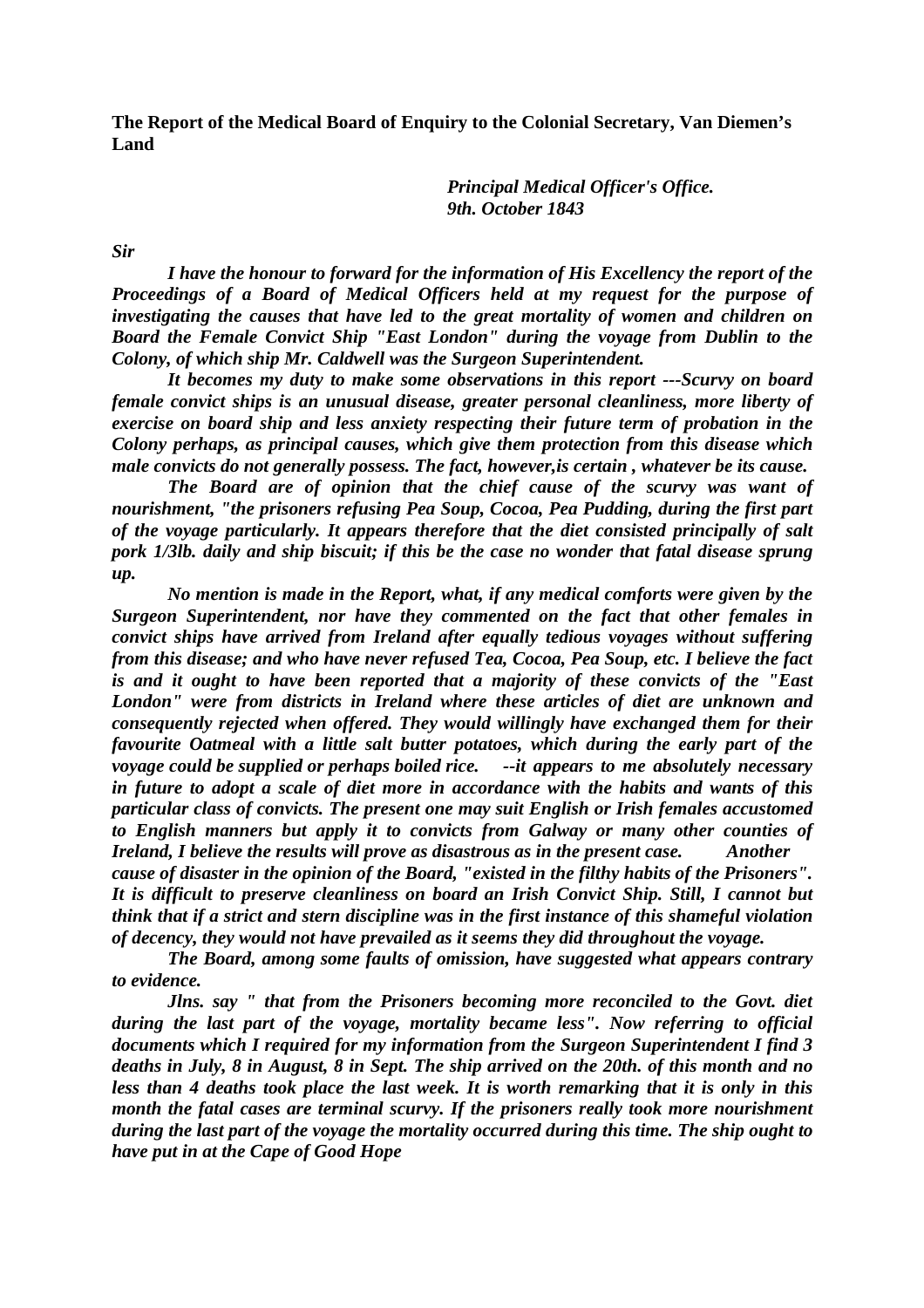**The Report of the Medical Board of Enquiry to the Colonial Secretary, Van Diemen's Land**

***Principal Medical Officer's Office.***
***9th. October 1843***

***Sir***

***I have the honour to forward for the information of His Excellency the report of the Proceedings of a Board of Medical Officers held at my request for the purpose of investigating the causes that have led to the great mortality of women and children on Board the Female Convict Ship "East London" during the voyage from Dublin to the Colony, of which ship Mr. Caldwell was the Surgeon Superintendent.***

***It becomes my duty to make some observations in this report ---Scurvy on board female convict ships is an unusual disease, greater personal cleanliness, more liberty of exercise on board ship and less anxiety respecting their future term of probation in the Colony perhaps, as principal causes, which give them protection from this disease which male convicts do not generally possess. The fact, however,is certain , whatever be its cause.***

***The Board are of opinion that the chief cause of the scurvy was want of nourishment, "the prisoners refusing Pea Soup, Cocoa, Pea Pudding, during the first part of the voyage particularly. It appears therefore that the diet consisted principally of salt pork 1/3lb. daily and ship biscuit; if this be the case no wonder that fatal disease sprung up.***

***No mention is made in the Report, what, if any medical comforts were given by the Surgeon Superintendent, nor have they commented on the fact that other females in convict ships have arrived from Ireland after equally tedious voyages without suffering from this disease; and who have never refused Tea, Cocoa, Pea Soup, etc. I believe the fact is and it ought to have been reported that a majority of these convicts of the "East London" were from districts in Ireland where these articles of diet are unknown and consequently rejected when offered. They would willingly have exchanged them for their favourite Oatmeal with a little salt butter potatoes, which during the early part of the voyage could be supplied or perhaps boiled rice. --it appears to me absolutely necessary in future to adopt a scale of diet more in accordance with the habits and wants of this particular class of convicts. The present one may suit English or Irish females accustomed to English manners but apply it to convicts from Galway or many other counties of Ireland, I believe the results will prove as disastrous as in the present case. Another cause of disaster in the opinion of the Board, "existed in the filthy habits of the Prisoners". It is difficult to preserve cleanliness on board an Irish Convict Ship. Still, I cannot but think that if a strict and stern discipline was in the first instance of this shameful violation of decency, they would not have prevailed as it seems they did throughout the voyage.***

***The Board, among some faults of omission, have suggested what appears contrary to evidence.***

***Jlns. say " that from the Prisoners becoming more reconciled to the Govt. diet during the last part of the voyage, mortality became less". Now referring to official documents which I required for my information from the Surgeon Superintendent I find 3 deaths in July, 8 in August, 8 in Sept. The ship arrived on the 20th. of this month and no less than 4 deaths took place the last week. It is worth remarking that it is only in this month the fatal cases are terminal scurvy. If the prisoners really took more nourishment during the last part of the voyage the mortality occurred during this time. The ship ought to have put in at the Cape of Good Hope***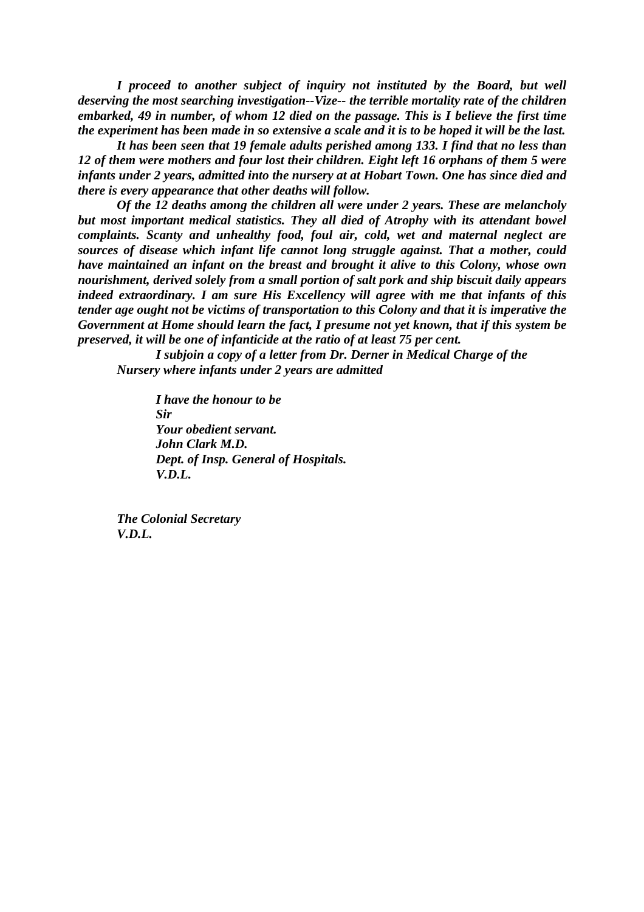*I proceed to another subject of inquiry not instituted by the Board, but well deserving the most searching investigation--Vize-- the terrible mortality rate of the children embarked, 49 in number, of whom 12 died on the passage. This is I believe the first time the experiment has been made in so extensive a scale and it is to be hoped it will be the last.*

*It has been seen that 19 female adults perished among 133. I find that no less than 12 of them were mothers and four lost their children. Eight left 16 orphans of them 5 were infants under 2 years, admitted into the nursery at at Hobart Town. One has since died and there is every appearance that other deaths will follow.*

*Of the 12 deaths among the children all were under 2 years. These are melancholy but most important medical statistics. They all died of Atrophy with its attendant bowel complaints. Scanty and unhealthy food, foul air, cold, wet and maternal neglect are sources of disease which infant life cannot long struggle against. That a mother, could have maintained an infant on the breast and brought it alive to this Colony, whose own nourishment, derived solely from a small portion of salt pork and ship biscuit daily appears indeed extraordinary. I am sure His Excellency will agree with me that infants of this tender age ought not be victims of transportation to this Colony and that it is imperative the Government at Home should learn the fact, I presume not yet known, that if this system be preserved, it will be one of infanticide at the ratio of at least 75 per cent.*

*I subjoin a copy of a letter from Dr. Derner in Medical Charge of the Nursery where infants under 2 years are admitted*

*I have the honour to be*
*Sir*
*Your obedient servant.*
*John Clark M.D.*
*Dept. of Insp. General of Hospitals.*
*V.D.L.*

*The Colonial Secretary*
*V.D.L.*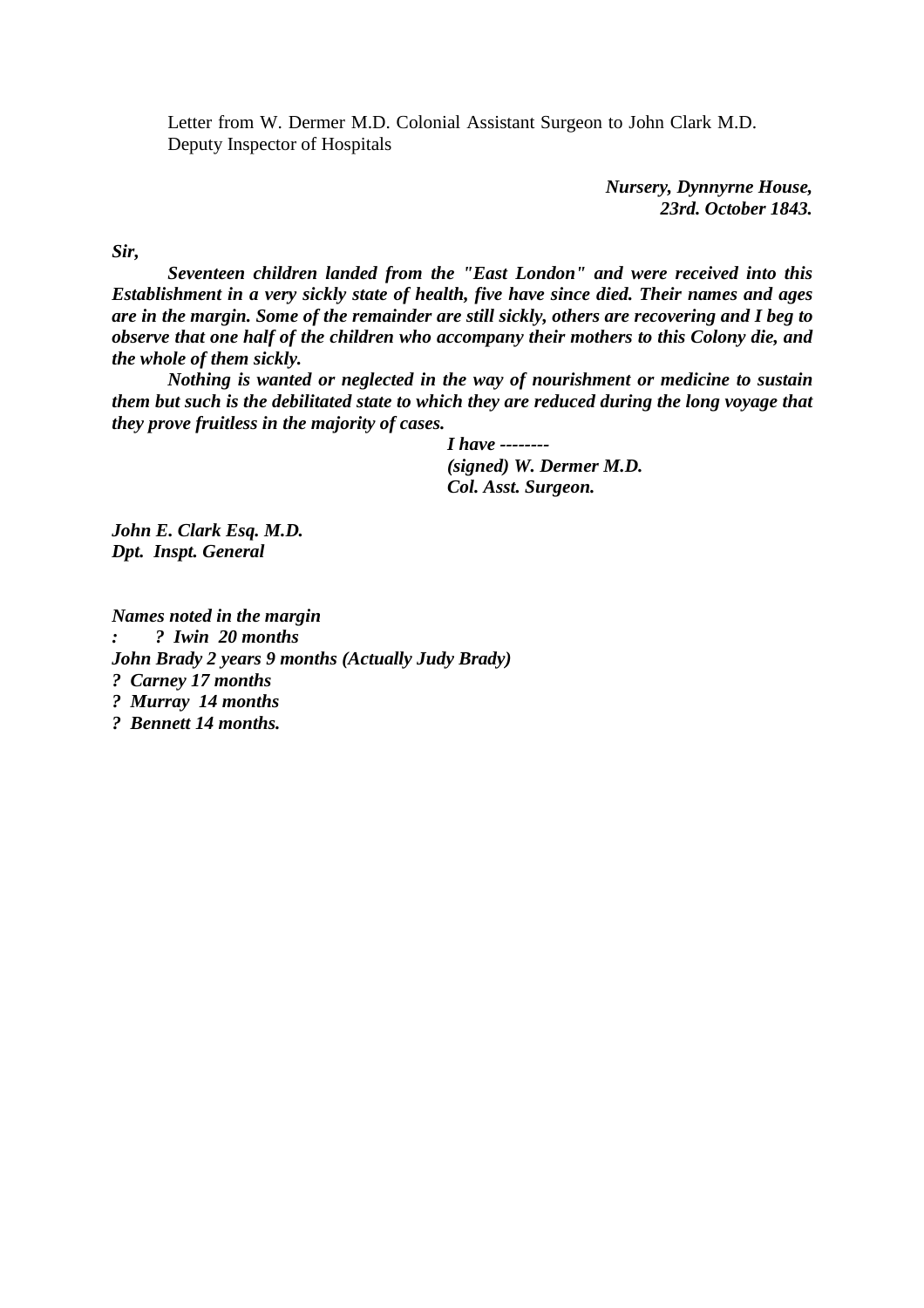Letter from W. Dermer M.D. Colonial Assistant Surgeon to John Clark M.D. Deputy Inspector of Hospitals

***Nursery, Dynnyrne House,***
***23rd. October 1843.***

***Sir,***

***Seventeen children landed from the "East London" and were received into this Establishment in a very sickly state of health, five have since died. Their names and ages are in the margin. Some of the remainder are still sickly, others are recovering and I beg to observe that one half of the children who accompany their mothers to this Colony die, and the whole of them sickly.***

***Nothing is wanted or neglected in the way of nourishment or medicine to sustain them but such is the debilitated state to which they are reduced during the long voyage that they prove fruitless in the majority of cases.***

***I have --------***
***(signed) W. Dermer M.D.***
***Col. Asst. Surgeon.***

***John E. Clark Esq. M.D.***
***Dpt. Inspt. General***

***Names noted in the margin***
***: ? Iwin 20 months***
***John Brady 2 years 9 months (Actually Judy Brady)***
***? Carney 17 months***
***? Murray 14 months***
***? Bennett 14 months.***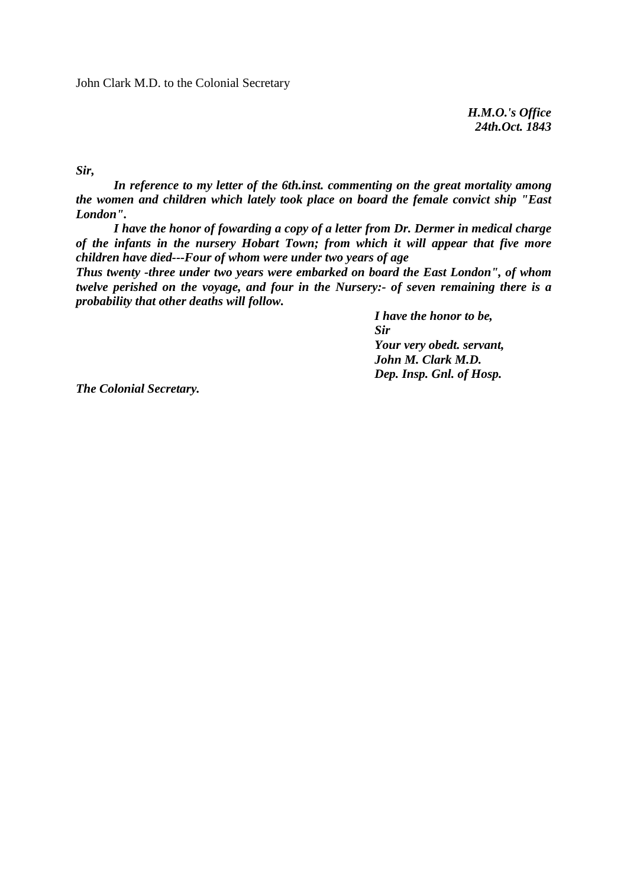John Clark M.D. to the Colonial Secretary

***H.M.O.'s Office***
***24th.Oct. 1843***

***Sir,***

***In reference to my letter of the 6th.inst. commenting on the great mortality among the women and children which lately took place on board the female convict ship "East London".***

***I have the honor of fowarding a copy of a letter from Dr. Dermer in medical charge of the infants in the nursery Hobart Town; from which it will appear that five more children have died---Four of whom were under two years of age***

***Thus twenty -three under two years were embarked on board the East London", of whom twelve perished on the voyage, and four in the Nursery:- of seven remaining there is a probability that other deaths will follow.***

***I have the honor to be,***
***Sir***
***Your very obedt. servant,***
***John M. Clark M.D.***
***Dep. Insp. Gnl. of Hosp.***

***The Colonial Secretary.***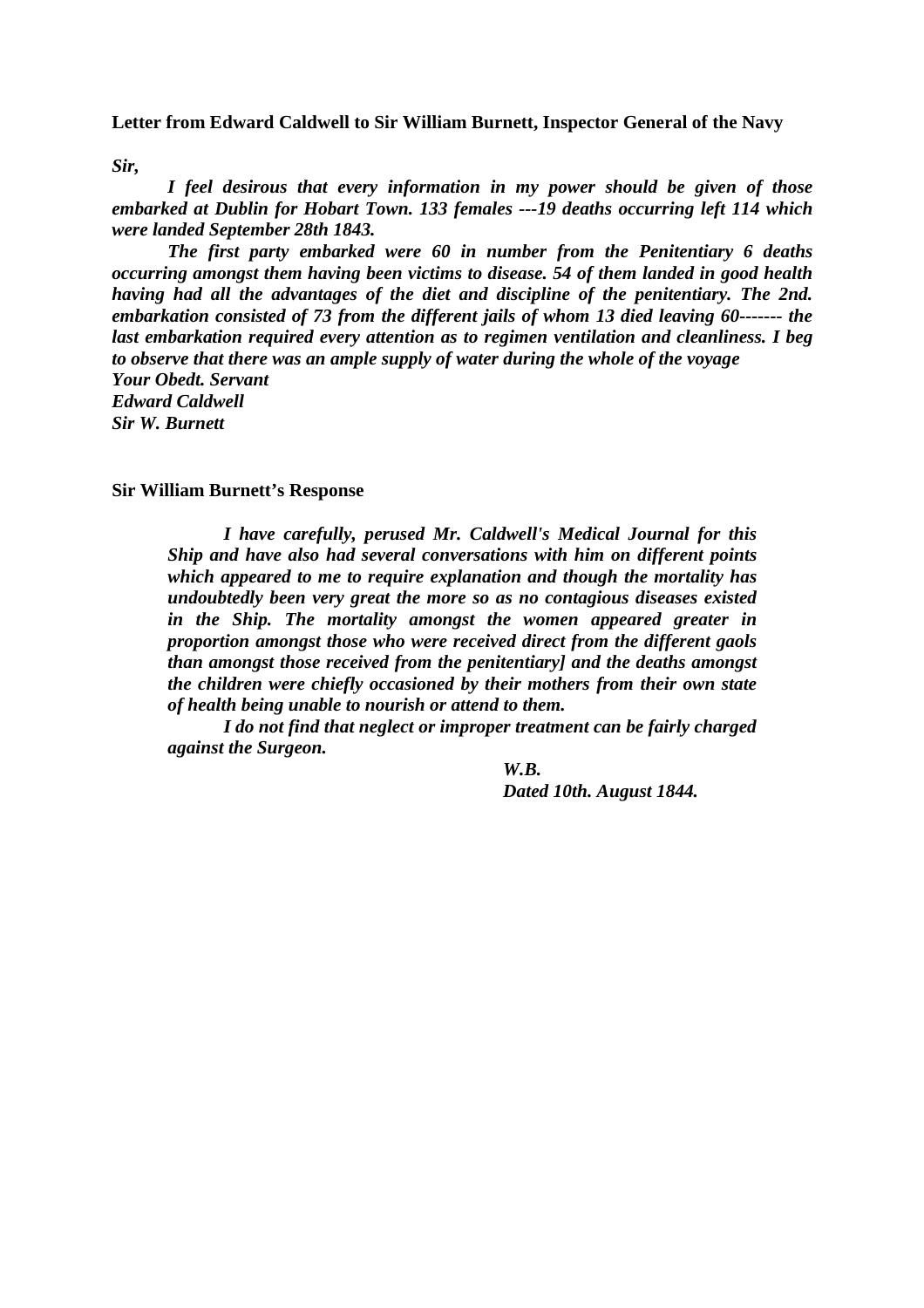**Letter from Edward Caldwell to Sir William Burnett, Inspector General of the Navy**

***Sir,***

***I feel desirous that every information in my power should be given of those embarked at Dublin for Hobart Town. 133 females ---19 deaths occurring left 114 which were landed September 28th 1843.***

***The first party embarked were 60 in number from the Penitentiary 6 deaths occurring amongst them having been victims to disease. 54 of them landed in good health having had all the advantages of the diet and discipline of the penitentiary. The 2nd. embarkation consisted of 73 from the different jails of whom 13 died leaving 60------- the last embarkation required every attention as to regimen ventilation and cleanliness. I beg to observe that there was an ample supply of water during the whole of the voyage***

***Your Obedt. Servant***
***Edward Caldwell***
***Sir W. Burnett***

**Sir William Burnett's Response**

> ***I have carefully, perused Mr. Caldwell's Medical Journal for this Ship and have also had several conversations with him on different points which appeared to me to require explanation and though the mortality has undoubtedly been very great the more so as no contagious diseases existed in the Ship. The mortality amongst the women appeared greater in proportion amongst those who were received direct from the different gaols than amongst those received from the penitentiary] and the deaths amongst the children were chiefly occasioned by their mothers from their own state of health being unable to nourish or attend to them.***
>
> ***I do not find that neglect or improper treatment can be fairly charged against the Surgeon.***
>
> ***W.B.***
> ***Dated 10th. August 1844.***